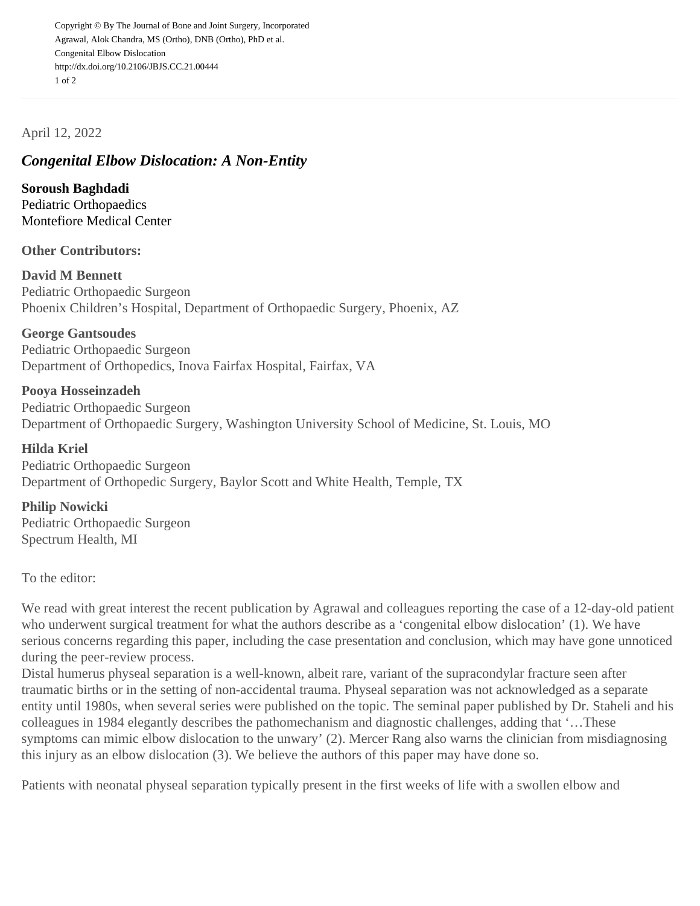April 12, 2022

## *Congenital Elbow Dislocation: A Non-Entity*

**Soroush Baghdadi**
Pediatric Orthopaedics
Montefiore Medical Center

**Other Contributors:**

**David M Bennett**
Pediatric Orthopaedic Surgeon
Phoenix Children's Hospital, Department of Orthopaedic Surgery, Phoenix, AZ

**George Gantsoudes**
Pediatric Orthopaedic Surgeon
Department of Orthopedics, Inova Fairfax Hospital, Fairfax, VA

**Pooya Hosseinzadeh**
Pediatric Orthopaedic Surgeon
Department of Orthopaedic Surgery, Washington University School of Medicine, St. Louis, MO

**Hilda Kriel**
Pediatric Orthopaedic Surgeon
Department of Orthopedic Surgery, Baylor Scott and White Health, Temple, TX

**Philip Nowicki**
Pediatric Orthopaedic Surgeon
Spectrum Health, MI

To the editor:

We read with great interest the recent publication by Agrawal and colleagues reporting the case of a 12-day-old patient who underwent surgical treatment for what the authors describe as a 'congenital elbow dislocation' (1). We have serious concerns regarding this paper, including the case presentation and conclusion, which may have gone unnoticed during the peer-review process.

Distal humerus physeal separation is a well-known, albeit rare, variant of the supracondylar fracture seen after traumatic births or in the setting of non-accidental trauma. Physeal separation was not acknowledged as a separate entity until 1980s, when several series were published on the topic. The seminal paper published by Dr. Staheli and his colleagues in 1984 elegantly describes the pathomechanism and diagnostic challenges, adding that '…These symptoms can mimic elbow dislocation to the unwary' (2). Mercer Rang also warns the clinician from misdiagnosing this injury as an elbow dislocation (3). We believe the authors of this paper may have done so.

Patients with neonatal physeal separation typically present in the first weeks of life with a swollen elbow and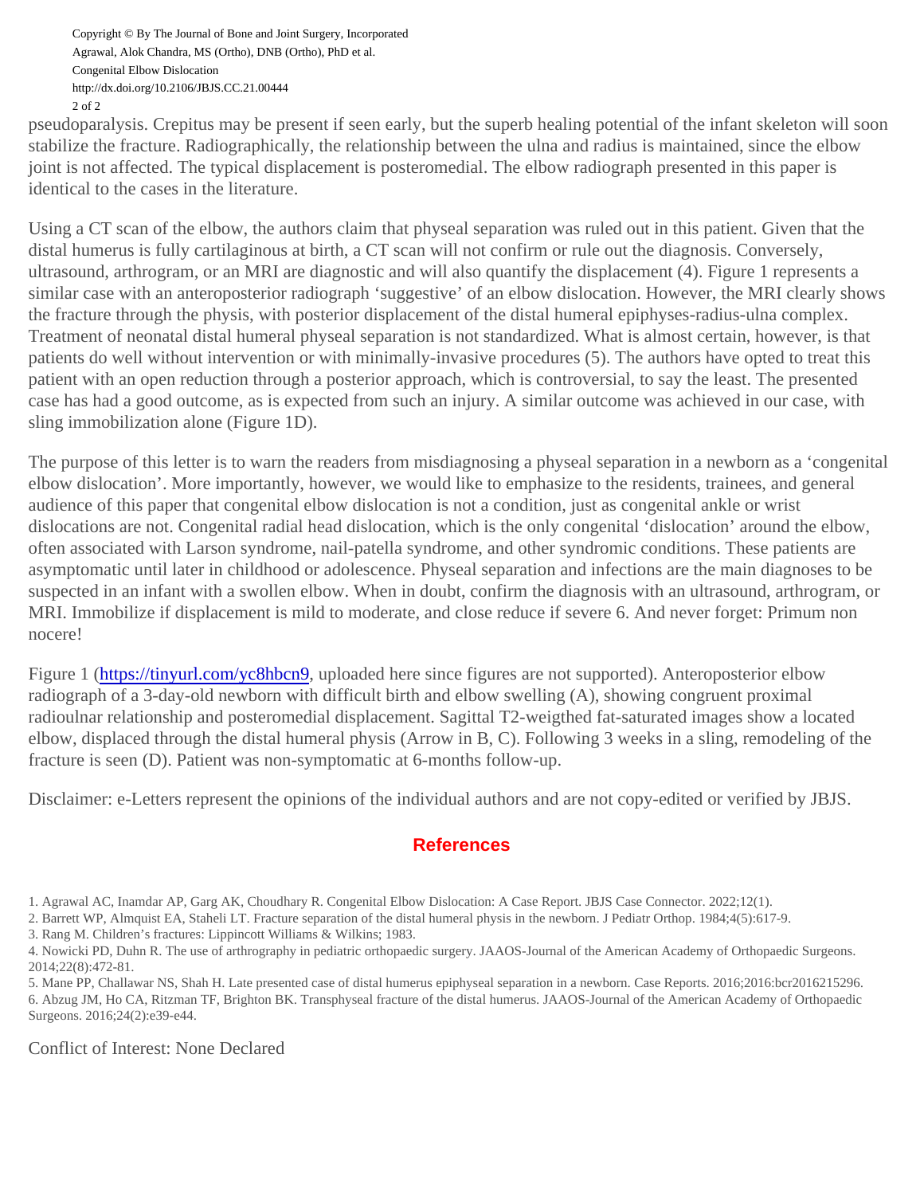pseudoparalysis. Crepitus may be present if seen early, but the superb healing potential of the infant skeleton will soon stabilize the fracture. Radiographically, the relationship between the ulna and radius is maintained, since the elbow joint is not affected. The typical displacement is posteromedial. The elbow radiograph presented in this paper is identical to the cases in the literature.

Using a CT scan of the elbow, the authors claim that physeal separation was ruled out in this patient. Given that the distal humerus is fully cartilaginous at birth, a CT scan will not confirm or rule out the diagnosis. Conversely, ultrasound, arthrogram, or an MRI are diagnostic and will also quantify the displacement (4). Figure 1 represents a similar case with an anteroposterior radiograph 'suggestive' of an elbow dislocation. However, the MRI clearly shows the fracture through the physis, with posterior displacement of the distal humeral epiphyses-radius-ulna complex. Treatment of neonatal distal humeral physeal separation is not standardized. What is almost certain, however, is that patients do well without intervention or with minimally-invasive procedures (5). The authors have opted to treat this patient with an open reduction through a posterior approach, which is controversial, to say the least. The presented case has had a good outcome, as is expected from such an injury. A similar outcome was achieved in our case, with sling immobilization alone (Figure 1D).

The purpose of this letter is to warn the readers from misdiagnosing a physeal separation in a newborn as a 'congenital elbow dislocation'. More importantly, however, we would like to emphasize to the residents, trainees, and general audience of this paper that congenital elbow dislocation is not a condition, just as congenital ankle or wrist dislocations are not. Congenital radial head dislocation, which is the only congenital 'dislocation' around the elbow, often associated with Larson syndrome, nail-patella syndrome, and other syndromic conditions. These patients are asymptomatic until later in childhood or adolescence. Physeal separation and infections are the main diagnoses to be suspected in an infant with a swollen elbow. When in doubt, confirm the diagnosis with an ultrasound, arthrogram, or MRI. Immobilize if displacement is mild to moderate, and close reduce if severe 6. And never forget: Primum non nocere!

Figure 1 ([https://tinyurl.com/yc8hbcn9](https://tinyurl.com/yc8hbcn9), uploaded here since figures are not supported). Anteroposterior elbow radiograph of a 3-day-old newborn with difficult birth and elbow swelling (A), showing congruent proximal radioulnar relationship and posteromedial displacement. Sagittal T2-weigthed fat-saturated images show a located elbow, displaced through the distal humeral physis (Arrow in B, C). Following 3 weeks in a sling, remodeling of the fracture is seen (D). Patient was non-symptomatic at 6-months follow-up.

Disclaimer: e-Letters represent the opinions of the individual authors and are not copy-edited or verified by JBJS.

## References

1. Agrawal AC, Inamdar AP, Garg AK, Choudhary R. Congenital Elbow Dislocation: A Case Report. JBJS Case Connector. 2022;12(1).
2. Barrett WP, Almquist EA, Staheli LT. Fracture separation of the distal humeral physis in the newborn. J Pediatr Orthop. 1984;4(5):617-9.
3. Rang M. Children's fractures: Lippincott Williams & Wilkins; 1983.
4. Nowicki PD, Duhn R. The use of arthrography in pediatric orthopaedic surgery. JAAOS-Journal of the American Academy of Orthopaedic Surgeons. 2014;22(8):472-81.
5. Mane PP, Challawar NS, Shah H. Late presented case of distal humerus epiphyseal separation in a newborn. Case Reports. 2016;2016:bcr2016215296.
6. Abzug JM, Ho CA, Ritzman TF, Brighton BK. Transphyseal fracture of the distal humerus. JAAOS-Journal of the American Academy of Orthopaedic Surgeons. 2016;24(2):e39-e44.

Conflict of Interest: None Declared